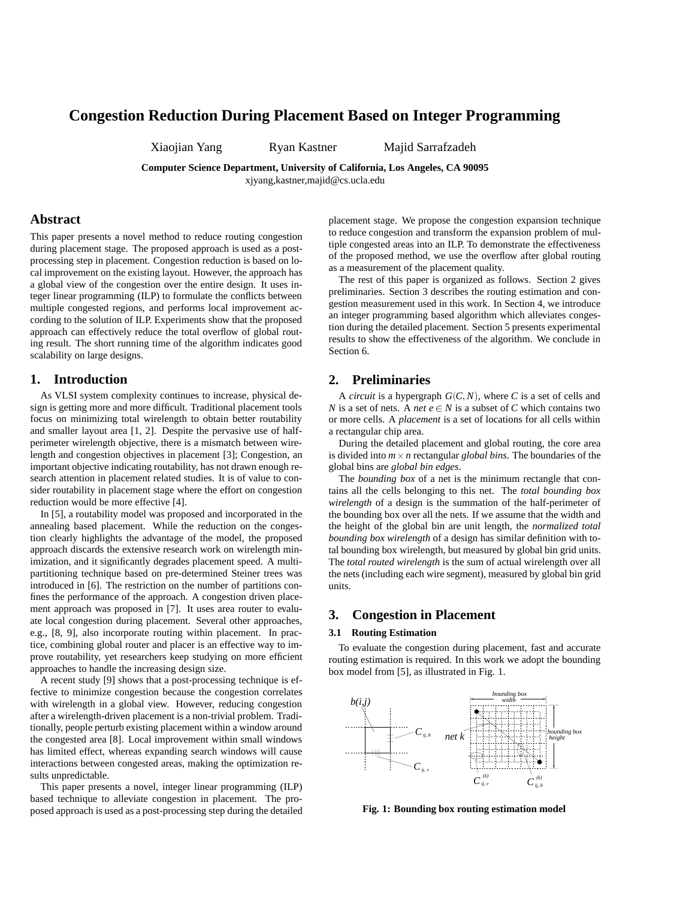# Congestion Reduction During Placement Based on Integer Programming

Xiaojian Yang Ryan Kastner Majid Sarrafzadeh

**Computer Science Department, University of California, Los Angeles, CA 90095**
xjyang,kastner,majid@cs.ucla.edu

## Abstract

This paper presents a novel method to reduce routing congestion during placement stage. The proposed approach is used as a post-processing step in placement. Congestion reduction is based on local improvement on the existing layout. However, the approach has a global view of the congestion over the entire design. It uses integer linear programming (ILP) to formulate the conflicts between multiple congested regions, and performs local improvement according to the solution of ILP. Experiments show that the proposed approach can effectively reduce the total overflow of global routing result. The short running time of the algorithm indicates good scalability on large designs.

## 1. Introduction

As VLSI system complexity continues to increase, physical design is getting more and more difficult. Traditional placement tools focus on minimizing total wirelength to obtain better routability and smaller layout area [1, 2]. Despite the pervasive use of half-perimeter wirelength objective, there is a mismatch between wirelength and congestion objectives in placement [3]; Congestion, an important objective indicating routability, has not drawn enough research attention in placement related studies. It is of value to consider routability in placement stage where the effort on congestion reduction would be more effective [4].

In [5], a routability model was proposed and incorporated in the annealing based placement. While the reduction on the congestion clearly highlights the advantage of the model, the proposed approach discards the extensive research work on wirelength minimization, and it significantly degrades placement speed. A multi-partitioning technique based on pre-determined Steiner trees was introduced in [6]. The restriction on the number of partitions confines the performance of the approach. A congestion driven placement approach was proposed in [7]. It uses area router to evaluate local congestion during placement. Several other approaches, e.g., [8, 9], also incorporate routing within placement. In practice, combining global router and placer is an effective way to improve routability, yet researchers keep studying on more efficient approaches to handle the increasing design size.

A recent study [9] shows that a post-processing technique is effective to minimize congestion because the congestion correlates with wirelength in a global view. However, reducing congestion after a wirelength-driven placement is a non-trivial problem. Traditionally, people perturb existing placement within a window around the congested area [8]. Local improvement within small windows has limited effect, whereas expanding search windows will cause interactions between congested areas, making the optimization results unpredictable.

This paper presents a novel, integer linear programming (ILP) based technique to alleviate congestion in placement. The proposed approach is used as a post-processing step during the detailed placement stage. We propose the congestion expansion technique to reduce congestion and transform the expansion problem of multiple congested areas into an ILP. To demonstrate the effectiveness of the proposed method, we use the overflow after global routing as a measurement of the placement quality.

The rest of this paper is organized as follows. Section 2 gives preliminaries. Section 3 describes the routing estimation and congestion measurement used in this work. In Section 4, we introduce an integer programming based algorithm which alleviates congestion during the detailed placement. Section 5 presents experimental results to show the effectiveness of the algorithm. We conclude in Section 6.

## 2. Preliminaries

A *circuit* is a hypergraph $G(C,N)$, where $C$ is a set of cells and $N$ is a set of nets. A *net* $e \in N$ is a subset of $C$ which contains two or more cells. A *placement* is a set of locations for all cells within a rectangular chip area.

During the detailed placement and global routing, the core area is divided into $m \times n$ rectangular *global bins*. The boundaries of the global bins are *global bin edges*.

The *bounding box* of a net is the minimum rectangle that contains all the cells belonging to this net. The *total bounding box wirelength* of a design is the summation of the half-perimeter of the bounding box over all the nets. If we assume that the width and the height of the global bin are unit length, the *normalized total bounding box wirelength* of a design has similar definition with total bounding box wirelength, but measured by global bin grid units. The *total routed wirelength* is the sum of actual wirelength over all the nets (including each wire segment), measured by global bin grid units.

## 3. Congestion in Placement

### 3.1 Routing Estimation

To evaluate the congestion during placement, fast and accurate routing estimation is required. In this work we adopt the bounding box model from [5], as illustrated in Fig. 1.

**Fig. 1: Bounding box routing estimation model**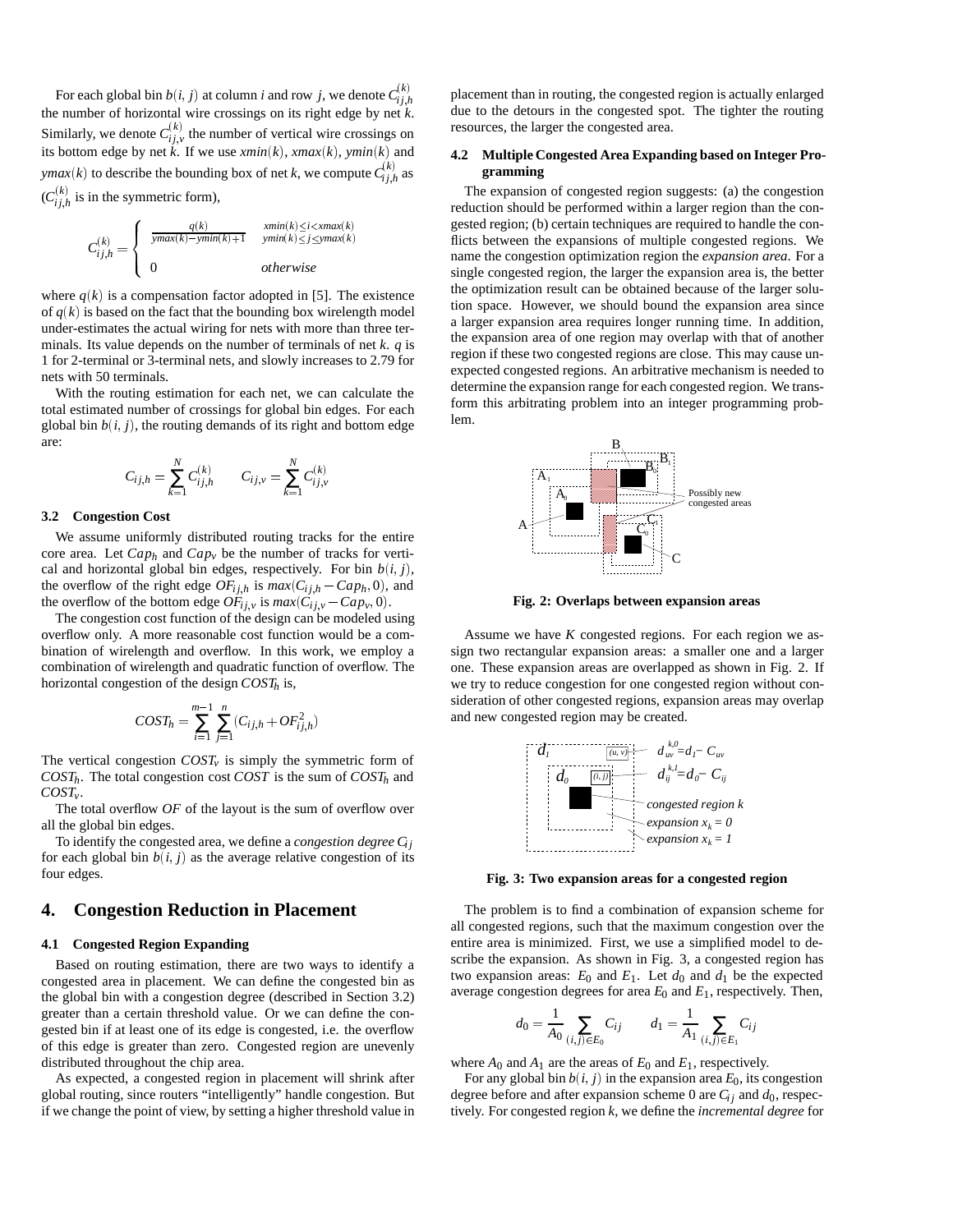For each global bin $b(i, j)$ at column $i$ and row $j$, we denote $C^{(k)}_{ij,h}$ the number of horizontal wire crossings on its right edge by net $k$. Similarly, we denote $C^{(k)}_{ij,v}$ the number of vertical wire crossings on its bottom edge by net $k$. If we use $xmin(k)$, $xmax(k)$, $ymin(k)$ and $ymax(k)$ to describe the bounding box of net $k$, we compute $C^{(k)}_{ij,h}$ as ($C^{(k)}_{ij,h}$ is in the symmetric form),

$$C^{(k)}_{ij,h} = \begin{cases} \frac{q(k)}{ymax(k) - ymin(k) + 1} & \begin{array}{l} xmin(k) \leq i < xmax(k) \\ ymin(k) \leq j \leq ymax(k) \end{array} \\ 0 & otherwise \end{cases}$$

where $q(k)$ is a compensation factor adopted in [5]. The existence of $q(k)$ is based on the fact that the bounding box wirelength model under-estimates the actual wiring for nets with more than three terminals. Its value depends on the number of terminals of net $k$. $q$ is 1 for 2-terminal or 3-terminal nets, and slowly increases to 2.79 for nets with 50 terminals.

With the routing estimation for each net, we can calculate the total estimated number of crossings for global bin edges. For each global bin $b(i, j)$, the routing demands of its right and bottom edge are:

$$C_{ij,h} = \sum_{k=1}^{N} C^{(k)}_{ij,h} \qquad C_{ij,v} = \sum_{k=1}^{N} C^{(k)}_{ij,v}$$

### 3.2 Congestion Cost

We assume uniformly distributed routing tracks for the entire core area. Let $Cap_h$ and $Cap_v$ be the number of tracks for vertical and horizontal global bin edges, respectively. For bin $b(i, j)$, the overflow of the right edge $OF_{ij,h}$ is $max(C_{ij,h} - Cap_h, 0)$, and the overflow of the bottom edge $OF_{ij,v}$ is $max(C_{ij,v} - Cap_v, 0)$.

The congestion cost function of the design can be modeled using overflow only. A more reasonable cost function would be a combination of wirelength and overflow. In this work, we employ a combination of wirelength and quadratic function of overflow. The horizontal congestion of the design $COST_h$ is,

$$COST_h = \sum_{i=1}^{m-1} \sum_{j=1}^{n} (C_{ij,h} + OF^2_{ij,h})$$

The vertical congestion $COST_v$ is simply the symmetric form of $COST_h$. The total congestion cost $COST$ is the sum of $COST_h$ and $COST_v$.

The total overflow $OF$ of the layout is the sum of overflow over all the global bin edges.

To identify the congested area, we define a *congestion degree* $C_{ij}$ for each global bin $b(i, j)$ as the average relative congestion of its four edges.

## 4. Congestion Reduction in Placement

### 4.1 Congested Region Expanding

Based on routing estimation, there are two ways to identify a congested area in placement. We can define the congested bin as the global bin with a congestion degree (described in Section 3.2) greater than a certain threshold value. Or we can define the congested bin if at least one of its edge is congested, i.e. the overflow of this edge is greater than zero. Congested region are unevenly distributed throughout the chip area.

As expected, a congested region in placement will shrink after global routing, since routers "intelligently" handle congestion. But if we change the point of view, by setting a higher threshold value in placement than in routing, the congested region is actually enlarged due to the detours in the congested spot. The tighter the routing resources, the larger the congested area.

### 4.2 Multiple Congested Area Expanding based on Integer Programming

The expansion of congested region suggests: (a) the congestion reduction should be performed within a larger region than the congested region; (b) certain techniques are required to handle the conflicts between the expansions of multiple congested regions. We name the congestion optimization region the *expansion area*. For a single congested region, the larger the expansion area is, the better the optimization result can be obtained because of the larger solution space. However, we should bound the expansion area since a larger expansion area requires longer running time. In addition, the expansion area of one region may overlap with that of another region if these two congested regions are close. This may cause unexpected congested regions. An arbitrative mechanism is needed to determine the expansion range for each congested region. We transform this arbitrating problem into an integer programming problem.

**Fig. 2: Overlaps between expansion areas**

Assume we have $K$ congested regions. For each region we assign two rectangular expansion areas: a smaller one and a larger one. These expansion areas are overlapped as shown in Fig. 2. If we try to reduce congestion for one congested region without consideration of other congested regions, expansion areas may overlap and new congested region may be created.

**Fig. 3: Two expansion areas for a congested region**

The problem is to find a combination of expansion scheme for all congested regions, such that the maximum congestion over the entire area is minimized. First, we use a simplified model to describe the expansion. As shown in Fig. 3, a congested region has two expansion areas: $E_0$ and $E_1$. Let $d_0$ and $d_1$ be the expected average congestion degrees for area $E_0$ and $E_1$, respectively. Then,

$$d_0 = \frac{1}{A_0} \sum_{(i,j) \in E_0} C_{ij} \qquad d_1 = \frac{1}{A_1} \sum_{(i,j) \in E_1} C_{ij}$$

where $A_0$ and $A_1$ are the areas of $E_0$ and $E_1$, respectively.

For any global bin $b(i, j)$ in the expansion area $E_0$, its congestion degree before and after expansion scheme 0 are $C_{ij}$ and $d_0$, respectively. For congested region $k$, we define the *incremental degree* for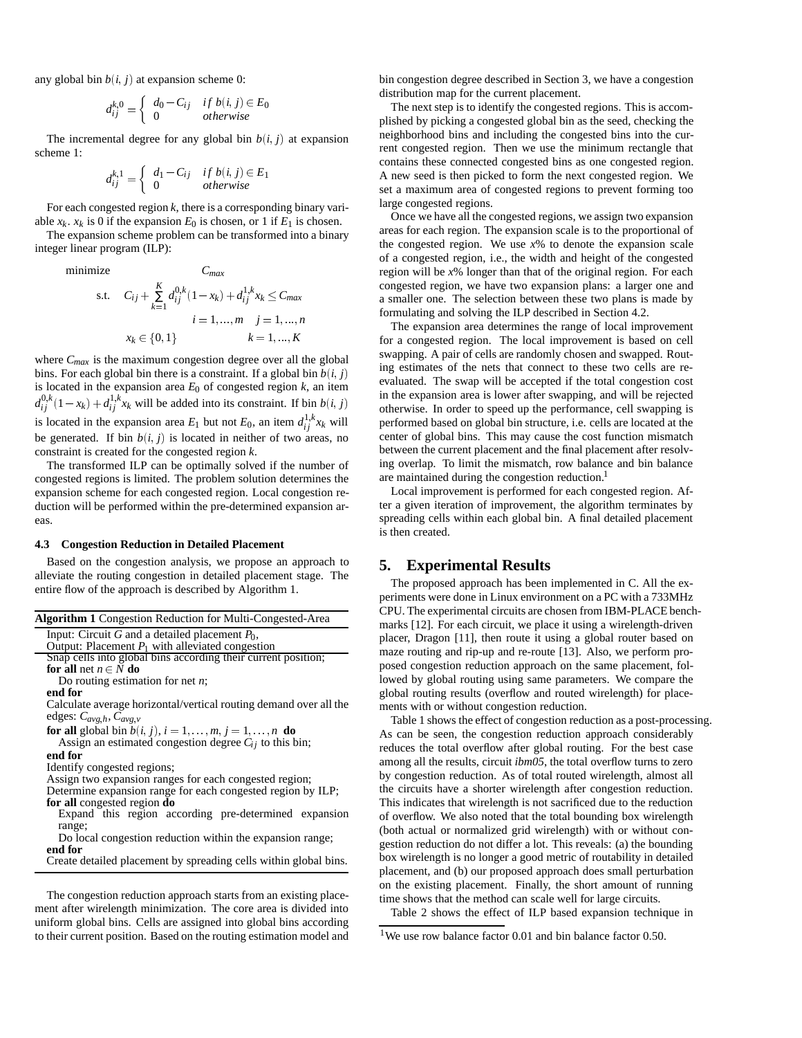any global bin $b(i,j)$ at expansion scheme 0:

$$d_{ij}^{k,0} = \begin{cases} d_0 - C_{ij} & if\ b(i,j) \in E_0 \\ 0 & otherwise \end{cases}$$

The incremental degree for any global bin $b(i,j)$ at expansion scheme 1:

$$d_{ij}^{k,1} = \begin{cases} d_1 - C_{ij} & if\ b(i,j) \in E_1 \\ 0 & otherwise \end{cases}$$

For each congested region $k$, there is a corresponding binary variable $x_k$. $x_k$ is 0 if the expansion $E_0$ is chosen, or 1 if $E_1$ is chosen.

The expansion scheme problem can be transformed into a binary integer linear program (ILP):

$$\begin{aligned} \text{minimize} \quad & C_{max} \\ \text{s.t.} \quad & C_{ij} + \sum_{k=1}^{K} d_{ij}^{0,k}(1-x_k) + d_{ij}^{1,k} x_k \le C_{max} \\ & \qquad i = 1,...,m \quad j = 1,...,n \\ & x_k \in \{0,1\} \qquad k = 1,...,K \end{aligned}$$

where $C_{max}$ is the maximum congestion degree over all the global bins. For each global bin there is a constraint. If a global bin $b(i,j)$ is located in the expansion area $E_0$ of congested region $k$, an item $d_{ij}^{0,k}(1-x_k) + d_{ij}^{1,k} x_k$ will be added into its constraint. If bin $b(i,j)$ is located in the expansion area $E_1$ but not $E_0$, an item $d_{ij}^{1,k} x_k$ will be generated. If bin $b(i,j)$ is located in neither of two areas, no constraint is created for the congested region $k$.

The transformed ILP can be optimally solved if the number of congested regions is limited. The problem solution determines the expansion scheme for each congested region. Local congestion reduction will be performed within the pre-determined expansion areas.

### 4.3 Congestion Reduction in Detailed Placement

Based on the congestion analysis, we propose an approach to alleviate the routing congestion in detailed placement stage. The entire flow of the approach is described by Algorithm 1.

```
Algorithm 1 Congestion Reduction for Multi-Congested-Area
Input: Circuit G and a detailed placement P0,
Output: Placement P1 with alleviated congestion
Snap cells into global bins according their current position;
for all net n ∈ N do
    Do routing estimation for net n;
end for
Calculate average horizontal/vertical routing demand over all the
edges: C_avg,h, C_avg,v
for all global bin b(i, j), i = 1,...,m, j = 1,...,n do
    Assign an estimated congestion degree C_ij to this bin;
end for
Identify congested regions;
Assign two expansion ranges for each congested region;
Determine expansion range for each congested region by ILP;
for all congested region do
    Expand this region according pre-determined expansion
    range;
    Do local congestion reduction within the expansion range;
end for
Create detailed placement by spreading cells within global bins.
```

The congestion reduction approach starts from an existing placement after wirelength minimization. The core area is divided into uniform global bins. Cells are assigned into global bins according to their current position. Based on the routing estimation model and bin congestion degree described in Section 3, we have a congestion distribution map for the current placement.

The next step is to identify the congested regions. This is accomplished by picking a congested global bin as the seed, checking the neighborhood bins and including the congested bins into the current congested region. Then we use the minimum rectangle that contains these connected congested bins as one congested region. A new seed is then picked to form the next congested region. We set a maximum area of congested regions to prevent forming too large congested regions.

Once we have all the congested regions, we assign two expansion areas for each region. The expansion scale is to the proportional of the congested region. We use $x$% to denote the expansion scale of a congested region, i.e., the width and height of the congested region will be $x$% longer than that of the original region. For each congested region, we have two expansion plans: a larger one and a smaller one. The selection between these two plans is made by formulating and solving the ILP described in Section 4.2.

The expansion area determines the range of local improvement for a congested region. The local improvement is based on cell swapping. A pair of cells are randomly chosen and swapped. Routing estimates of the nets that connect to these two cells are re-evaluated. The swap will be accepted if the total congestion cost in the expansion area is lower after swapping, and will be rejected otherwise. In order to speed up the performance, cell swapping is performed based on global bin structure, i.e. cells are located at the center of global bins. This may cause the cost function mismatch between the current placement and the final placement after resolving overlap. To limit the mismatch, row balance and bin balance are maintained during the congestion reduction.[1]

Local improvement is performed for each congested region. After a given iteration of improvement, the algorithm terminates by spreading cells within each global bin. A final detailed placement is then created.

## 5. Experimental Results

The proposed approach has been implemented in C. All the experiments were done in Linux environment on a PC with a 733MHz CPU. The experimental circuits are chosen from IBM-PLACE benchmarks [12]. For each circuit, we place it using a wirelength-driven placer, Dragon [11], then route it using a global router based on maze routing and rip-up and re-route [13]. Also, we perform proposed congestion reduction approach on the same placement, followed by global routing using same parameters. We compare the global routing results (overflow and routed wirelength) for placements with or without congestion reduction.

Table 1 shows the effect of congestion reduction as a post-processing. As can be seen, the congestion reduction approach considerably reduces the total overflow after global routing. For the best case among all the results, circuit *ibm05*, the total overflow turns to zero by congestion reduction. As of total routed wirelength, almost all the circuits have a shorter wirelength after congestion reduction. This indicates that wirelength is not sacrificed due to the reduction of overflow. We also noted that the total bounding box wirelength (both actual or normalized grid wirelength) with or without congestion reduction do not differ a lot. This reveals: (a) the bounding box wirelength is no longer a good metric of routability in detailed placement, and (b) our proposed approach does small perturbation on the existing placement. Finally, the short amount of running time shows that the method can scale well for large circuits.

Table 2 shows the effect of ILP based expansion technique in

[1] We use row balance factor 0.01 and bin balance factor 0.50.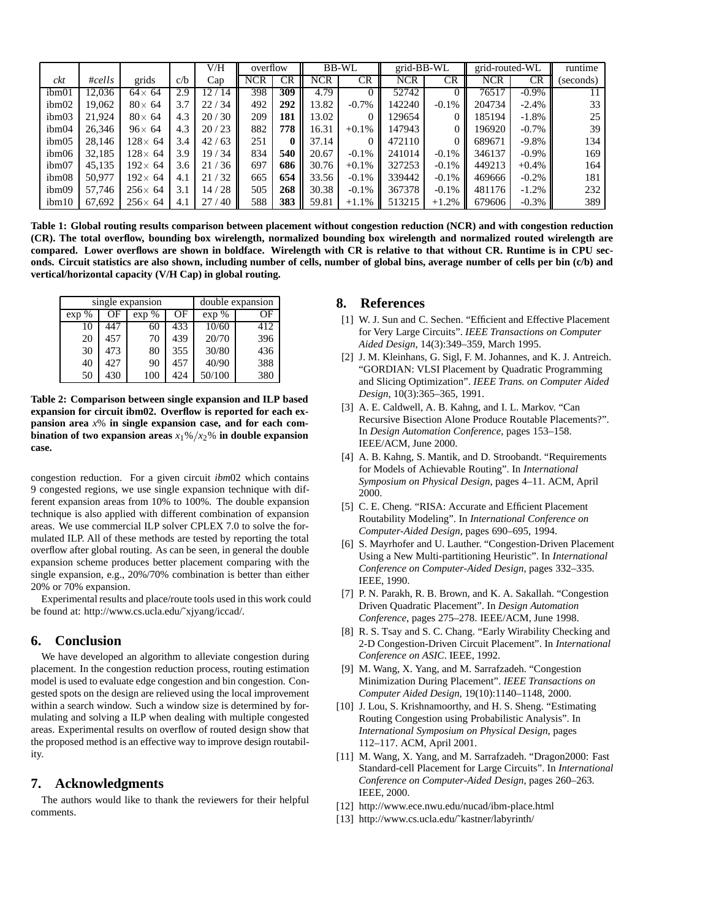| | | | | V/H | overflow | | BB-WL | | grid-BB-WL | | grid-routed-WL | | runtime |
|---|---|---|---|---|---|---|---|---|---|---|---|---|---|
| *ckt* | *#cells* | grids | c/b | Cap | NCR | CR | NCR | CR | NCR | CR | NCR | CR | (seconds) |
| ibm01 | 12,036 | $64\times 64$ | 2.9 | 12 / 14 | 398 | **309** | 4.79 | 0 | 52742 | 0 | 76517 | -0.9% | 11 |
| ibm02 | 19,062 | $80\times 64$ | 3.7 | 22 / 34 | 492 | **292** | 13.82 | -0.7% | 142240 | -0.1% | 204734 | -2.4% | 33 |
| ibm03 | 21,924 | $80\times 64$ | 4.3 | 20 / 30 | 209 | **181** | 13.02 | 0 | 129654 | 0 | 185194 | -1.8% | 25 |
| ibm04 | 26,346 | $96\times 64$ | 4.3 | 20 / 23 | 882 | **778** | 16.31 | +0.1% | 147943 | 0 | 196920 | -0.7% | 39 |
| ibm05 | 28,146 | $128\times 64$ | 3.4 | 42 / 63 | 251 | **0** | 37.14 | 0 | 472110 | 0 | 689671 | -9.8% | 134 |
| ibm06 | 32,185 | $128\times 64$ | 3.9 | 19 / 34 | 834 | **540** | 20.67 | -0.1% | 241014 | -0.1% | 346137 | -0.9% | 169 |
| ibm07 | 45,135 | $192\times 64$ | 3.6 | 21 / 36 | 697 | **686** | 30.76 | +0.1% | 327253 | -0.1% | 449213 | +0.4% | 164 |
| ibm08 | 50,977 | $192\times 64$ | 4.1 | 21 / 32 | 665 | **654** | 33.56 | -0.1% | 339442 | -0.1% | 469666 | -0.2% | 181 |
| ibm09 | 57,746 | $256\times 64$ | 3.1 | 14 / 28 | 505 | **268** | 30.38 | -0.1% | 367378 | -0.1% | 481176 | -1.2% | 232 |
| ibm10 | 67,692 | $256\times 64$ | 4.1 | 27 / 40 | 588 | **383** | 59.81 | +1.1% | 513215 | +1.2% | 679606 | -0.3% | 389 |

**Table 1: Global routing results comparison between placement without congestion reduction (NCR) and with congestion reduction (CR). The total overflow, bounding box wirelength, normalized bounding box wirelength and normalized routed wirelength are compared. Lower overflows are shown in boldface. Wirelength with CR is relative to that without CR. Runtime is in CPU seconds. Circuit statistics are also shown, including number of cells, number of global bins, average number of cells per bin (c/b) and vertical/horizontal capacity (V/H Cap) in global routing.**

| single expansion | | | | double expansion | |
|---|---|---|---|---|---|
| exp % | OF | exp % | OF | exp % | OF |
| 10 | 447 | 60 | 433 | 10/60 | 412 |
| 20 | 457 | 70 | 439 | 20/70 | 396 |
| 30 | 473 | 80 | 355 | 30/80 | 436 |
| 40 | 427 | 90 | 457 | 40/90 | 388 |
| 50 | 430 | 100 | 424 | 50/100 | 380 |

**Table 2: Comparison between single expansion and ILP based expansion for circuit ibm02. Overflow is reported for each expansion area $x$% in single expansion case, and for each combination of two expansion areas $x_1\%/x_2\%$ in double expansion case.**

congestion reduction. For a given circuit *ibm*02 which contains 9 congested regions, we use single expansion technique with different expansion areas from 10% to 100%. The double expansion technique is also applied with different combination of expansion areas. We use commercial ILP solver CPLEX 7.0 to solve the formulated ILP. All of these methods are tested by reporting the total overflow after global routing. As can be seen, in general the double expansion scheme produces better placement comparing with the single expansion, e.g., 20%/70% combination is better than either 20% or 70% expansion.

Experimental results and place/route tools used in this work could be found at: http://www.cs.ucla.edu/˜xjyang/iccad/.

## 6. Conclusion

We have developed an algorithm to alleviate congestion during placement. In the congestion reduction process, routing estimation model is used to evaluate edge congestion and bin congestion. Congested spots on the design are relieved using the local improvement within a search window. Such a window size is determined by formulating and solving a ILP when dealing with multiple congested areas. Experimental results on overflow of routed design show that the proposed method is an effective way to improve design routability.

## 7. Acknowledgments

The authors would like to thank the reviewers for their helpful comments.

## 8. References

[1] W. J. Sun and C. Sechen. "Efficient and Effective Placement for Very Large Circuits". *IEEE Transactions on Computer Aided Design*, 14(3):349–359, March 1995.

[2] J. M. Kleinhans, G. Sigl, F. M. Johannes, and K. J. Antreich. "GORDIAN: VLSI Placement by Quadratic Programming and Slicing Optimization". *IEEE Trans. on Computer Aided Design*, 10(3):365–365, 1991.

[3] A. E. Caldwell, A. B. Kahng, and I. L. Markov. "Can Recursive Bisection Alone Produce Routable Placements?". In *Design Automation Conference*, pages 153–158. IEEE/ACM, June 2000.

[4] A. B. Kahng, S. Mantik, and D. Stroobandt. "Requirements for Models of Achievable Routing". In *International Symposium on Physical Design*, pages 4–11. ACM, April 2000.

[5] C. E. Cheng. "RISA: Accurate and Efficient Placement Routability Modeling". In *International Conference on Computer-Aided Design*, pages 690–695, 1994.

[6] S. Mayrhofer and U. Lauther. "Congestion-Driven Placement Using a New Multi-partitioning Heuristic". In *International Conference on Computer-Aided Design*, pages 332–335. IEEE, 1990.

[7] P. N. Parakh, R. B. Brown, and K. A. Sakallah. "Congestion Driven Quadratic Placement". In *Design Automation Conference*, pages 275–278. IEEE/ACM, June 1998.

[8] R. S. Tsay and S. C. Chang. "Early Wirability Checking and 2-D Congestion-Driven Circuit Placement". In *International Conference on ASIC*. IEEE, 1992.

[9] M. Wang, X. Yang, and M. Sarrafzadeh. "Congestion Minimization During Placement". *IEEE Transactions on Computer Aided Design*, 19(10):1140–1148, 2000.

[10] J. Lou, S. Krishnamoorthy, and H. S. Sheng. "Estimating Routing Congestion using Probabilistic Analysis". In *International Symposium on Physical Design*, pages 112–117. ACM, April 2001.

[11] M. Wang, X. Yang, and M. Sarrafzadeh. "Dragon2000: Fast Standard-cell Placement for Large Circuits". In *International Conference on Computer-Aided Design*, pages 260–263. IEEE, 2000.

[12] http://www.ece.nwu.edu/nucad/ibm-place.html

[13] http://www.cs.ucla.edu/˜kastner/labyrinth/